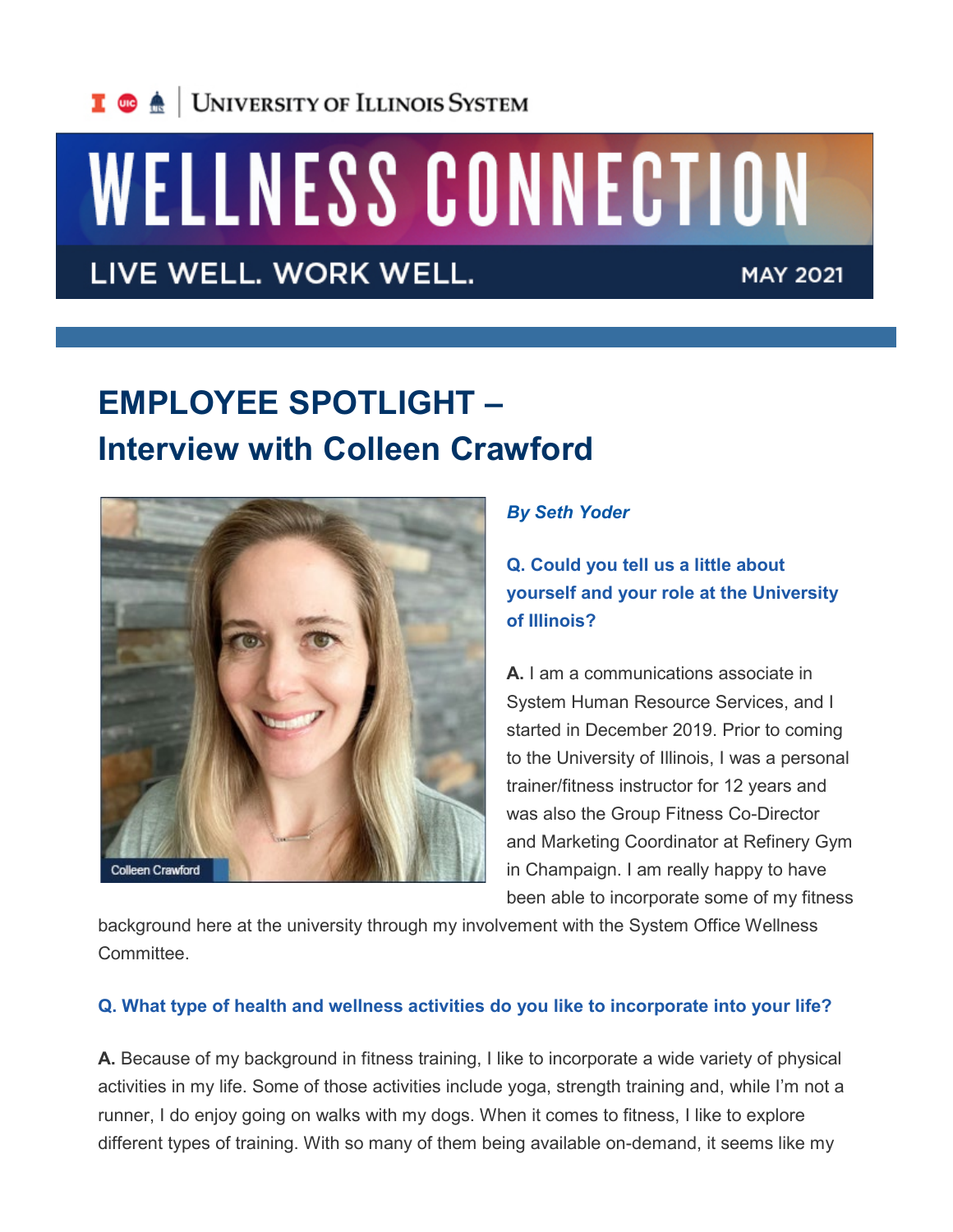University of Illinois System

# WELLNESS CONNECTION

LIVE WELL. WORK WELL. MAY 2021

## EMPLOYEE SPOTLIGHT – Interview with Colleen Crawford

Colleen Crawford

***By Seth Yoder***

**Q. Could you tell us a little about yourself and your role at the University of Illinois?**

**A.** I am a communications associate in System Human Resource Services, and I started in December 2019. Prior to coming to the University of Illinois, I was a personal trainer/fitness instructor for 12 years and was also the Group Fitness Co-Director and Marketing Coordinator at Refinery Gym in Champaign. I am really happy to have been able to incorporate some of my fitness background here at the university through my involvement with the System Office Wellness Committee.

**Q. What type of health and wellness activities do you like to incorporate into your life?**

**A.** Because of my background in fitness training, I like to incorporate a wide variety of physical activities in my life. Some of those activities include yoga, strength training and, while I'm not a runner, I do enjoy going on walks with my dogs. When it comes to fitness, I like to explore different types of training. With so many of them being available on-demand, it seems like my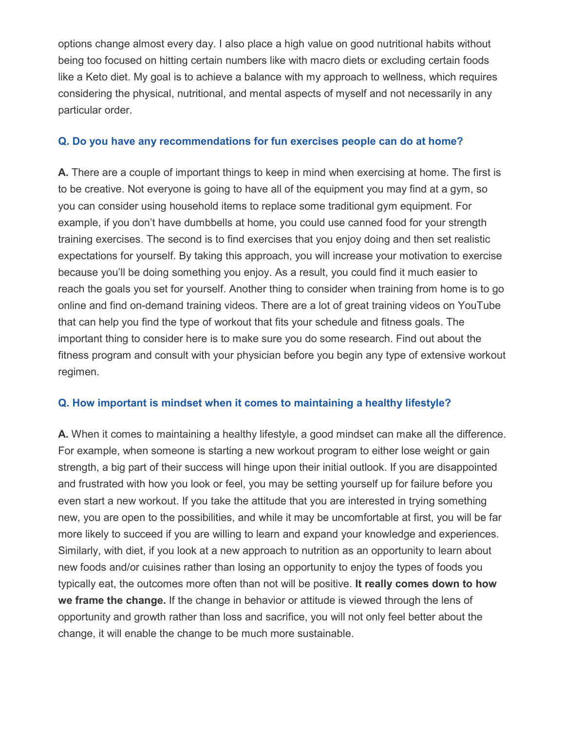options change almost every day. I also place a high value on good nutritional habits without being too focused on hitting certain numbers like with macro diets or excluding certain foods like a Keto diet. My goal is to achieve a balance with my approach to wellness, which requires considering the physical, nutritional, and mental aspects of myself and not necessarily in any particular order.

**Q. Do you have any recommendations for fun exercises people can do at home?**

**A.** There are a couple of important things to keep in mind when exercising at home. The first is to be creative. Not everyone is going to have all of the equipment you may find at a gym, so you can consider using household items to replace some traditional gym equipment. For example, if you don't have dumbbells at home, you could use canned food for your strength training exercises. The second is to find exercises that you enjoy doing and then set realistic expectations for yourself. By taking this approach, you will increase your motivation to exercise because you'll be doing something you enjoy. As a result, you could find it much easier to reach the goals you set for yourself. Another thing to consider when training from home is to go online and find on-demand training videos. There are a lot of great training videos on YouTube that can help you find the type of workout that fits your schedule and fitness goals. The important thing to consider here is to make sure you do some research. Find out about the fitness program and consult with your physician before you begin any type of extensive workout regimen.

**Q. How important is mindset when it comes to maintaining a healthy lifestyle?**

**A.** When it comes to maintaining a healthy lifestyle, a good mindset can make all the difference. For example, when someone is starting a new workout program to either lose weight or gain strength, a big part of their success will hinge upon their initial outlook. If you are disappointed and frustrated with how you look or feel, you may be setting yourself up for failure before you even start a new workout. If you take the attitude that you are interested in trying something new, you are open to the possibilities, and while it may be uncomfortable at first, you will be far more likely to succeed if you are willing to learn and expand your knowledge and experiences. Similarly, with diet, if you look at a new approach to nutrition as an opportunity to learn about new foods and/or cuisines rather than losing an opportunity to enjoy the types of foods you typically eat, the outcomes more often than not will be positive. **It really comes down to how we frame the change.** If the change in behavior or attitude is viewed through the lens of opportunity and growth rather than loss and sacrifice, you will not only feel better about the change, it will enable the change to be much more sustainable.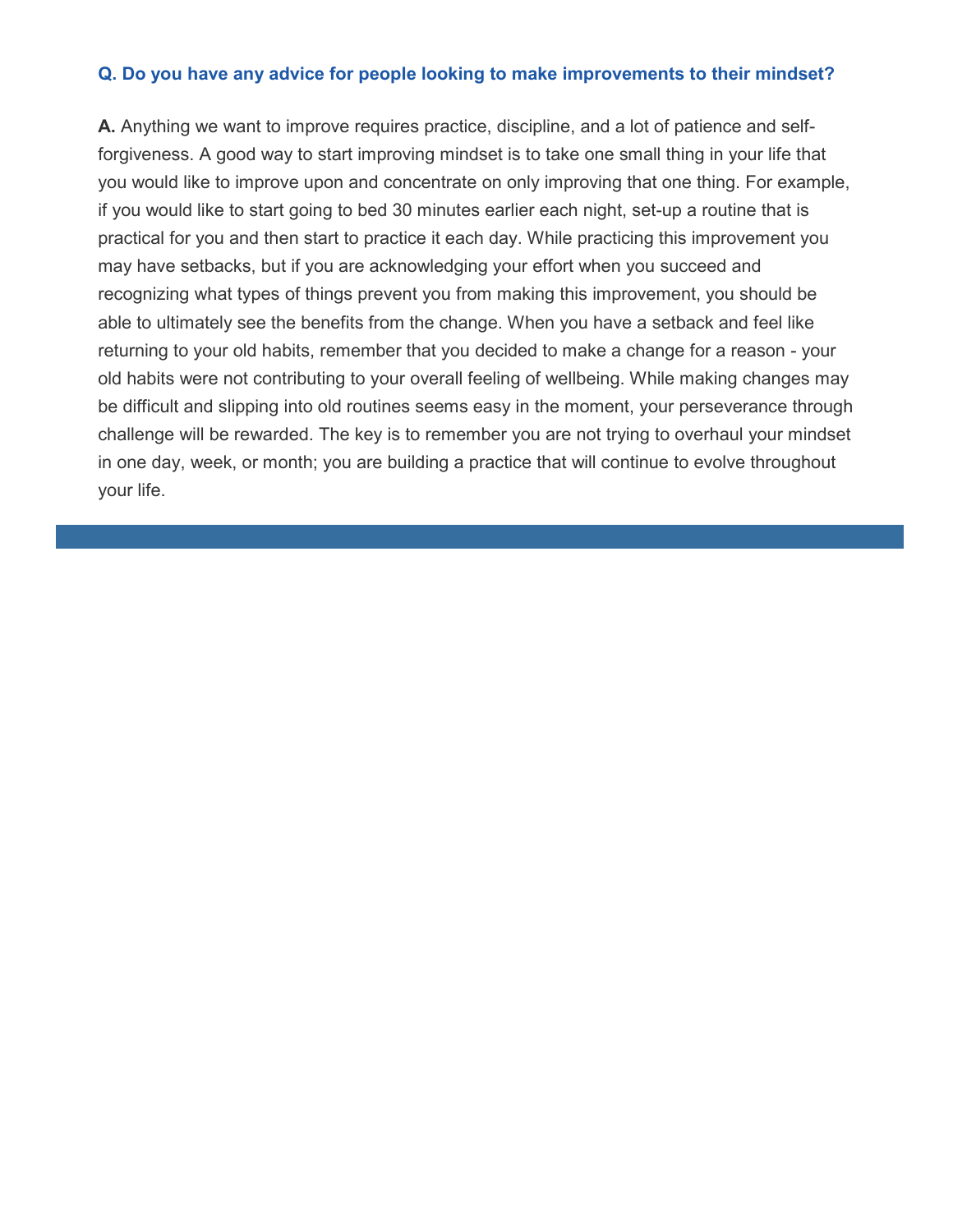**Q. Do you have any advice for people looking to make improvements to their mindset?**

**A.** Anything we want to improve requires practice, discipline, and a lot of patience and self-forgiveness. A good way to start improving mindset is to take one small thing in your life that you would like to improve upon and concentrate on only improving that one thing. For example, if you would like to start going to bed 30 minutes earlier each night, set-up a routine that is practical for you and then start to practice it each day. While practicing this improvement you may have setbacks, but if you are acknowledging your effort when you succeed and recognizing what types of things prevent you from making this improvement, you should be able to ultimately see the benefits from the change. When you have a setback and feel like returning to your old habits, remember that you decided to make a change for a reason - your old habits were not contributing to your overall feeling of wellbeing. While making changes may be difficult and slipping into old routines seems easy in the moment, your perseverance through challenge will be rewarded. The key is to remember you are not trying to overhaul your mindset in one day, week, or month; you are building a practice that will continue to evolve throughout your life.